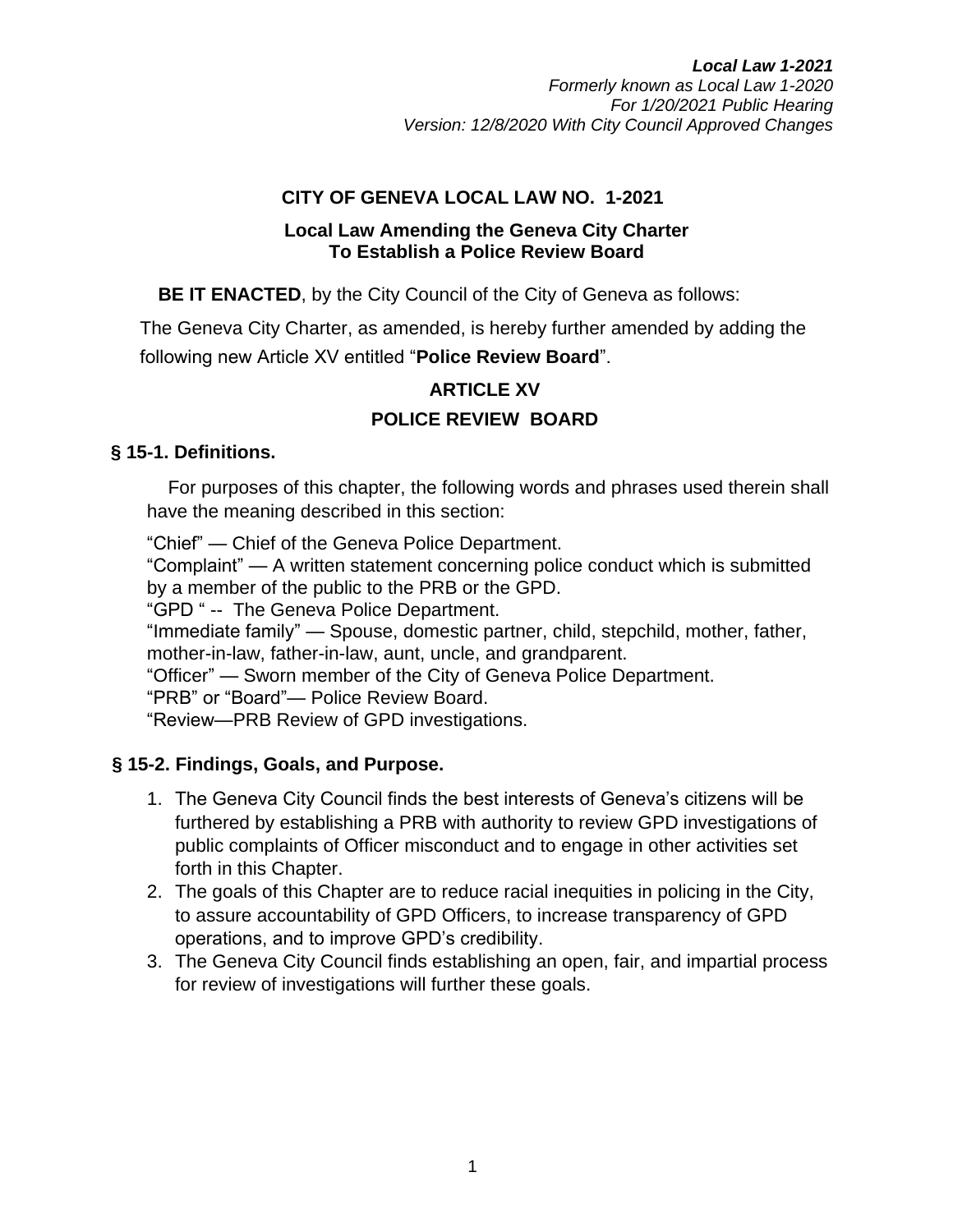***Local Law 1-2021***
*Formerly known as Local Law 1-2020*
*For 1/20/2021 Public Hearing*
*Version: 12/8/2020 With City Council Approved Changes*

# CITY OF GENEVA LOCAL LAW NO. 1-2021

## Local Law Amending the Geneva City Charter To Establish a Police Review Board

**BE IT ENACTED**, by the City Council of the City of Geneva as follows:

The Geneva City Charter, as amended, is hereby further amended by adding the following new Article XV entitled "**Police Review Board**".

## ARTICLE XV
## POLICE REVIEW BOARD

### § 15-1. Definitions.

For purposes of this chapter, the following words and phrases used therein shall have the meaning described in this section:

"Chief" — Chief of the Geneva Police Department.
"Complaint" — A written statement concerning police conduct which is submitted by a member of the public to the PRB or the GPD.
"GPD " -- The Geneva Police Department.
"Immediate family" — Spouse, domestic partner, child, stepchild, mother, father, mother-in-law, father-in-law, aunt, uncle, and grandparent.
"Officer" — Sworn member of the City of Geneva Police Department.
"PRB" or "Board"— Police Review Board.
"Review—PRB Review of GPD investigations.

### § 15-2. Findings, Goals, and Purpose.

1. The Geneva City Council finds the best interests of Geneva's citizens will be furthered by establishing a PRB with authority to review GPD investigations of public complaints of Officer misconduct and to engage in other activities set forth in this Chapter.
2. The goals of this Chapter are to reduce racial inequities in policing in the City, to assure accountability of GPD Officers, to increase transparency of GPD operations, and to improve GPD's credibility.
3. The Geneva City Council finds establishing an open, fair, and impartial process for review of investigations will further these goals.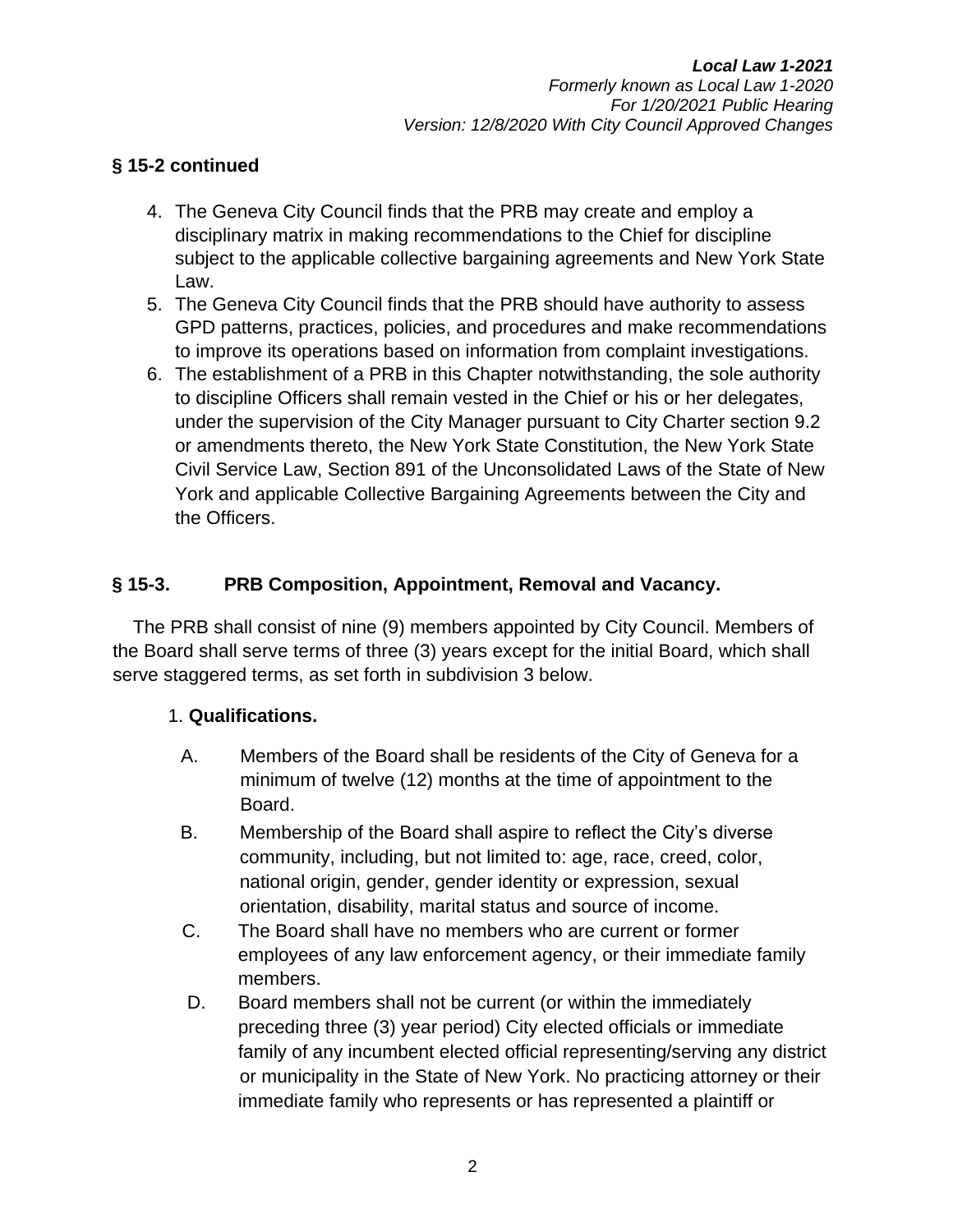### § 15-2 continued

4. The Geneva City Council finds that the PRB may create and employ a disciplinary matrix in making recommendations to the Chief for discipline subject to the applicable collective bargaining agreements and New York State Law.
5. The Geneva City Council finds that the PRB should have authority to assess GPD patterns, practices, policies, and procedures and make recommendations to improve its operations based on information from complaint investigations.
6. The establishment of a PRB in this Chapter notwithstanding, the sole authority to discipline Officers shall remain vested in the Chief or his or her delegates, under the supervision of the City Manager pursuant to City Charter section 9.2 or amendments thereto, the New York State Constitution, the New York State Civil Service Law, Section 891 of the Unconsolidated Laws of the State of New York and applicable Collective Bargaining Agreements between the City and the Officers.

### § 15-3. PRB Composition, Appointment, Removal and Vacancy.

The PRB shall consist of nine (9) members appointed by City Council. Members of the Board shall serve terms of three (3) years except for the initial Board, which shall serve staggered terms, as set forth in subdivision 3 below.

1. **Qualifications.**

   A. Members of the Board shall be residents of the City of Geneva for a minimum of twelve (12) months at the time of appointment to the Board.

   B. Membership of the Board shall aspire to reflect the City's diverse community, including, but not limited to: age, race, creed, color, national origin, gender, gender identity or expression, sexual orientation, disability, marital status and source of income.

   C. The Board shall have no members who are current or former employees of any law enforcement agency, or their immediate family members.

   D. Board members shall not be current (or within the immediately preceding three (3) year period) City elected officials or immediate family of any incumbent elected official representing/serving any district or municipality in the State of New York. No practicing attorney or their immediate family who represents or has represented a plaintiff or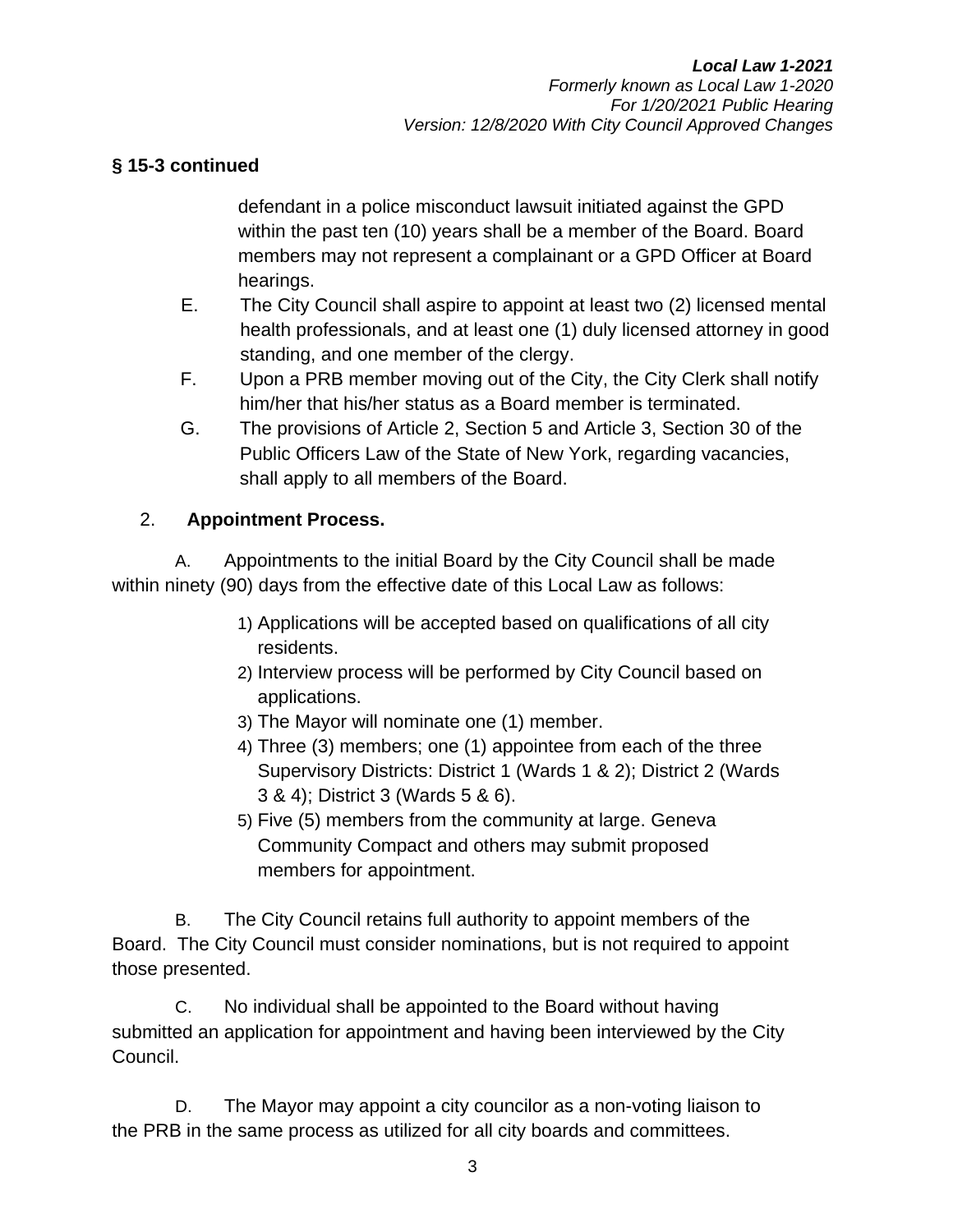**§ 15-3 continued**

defendant in a police misconduct lawsuit initiated against the GPD within the past ten (10) years shall be a member of the Board. Board members may not represent a complainant or a GPD Officer at Board hearings.

E. The City Council shall aspire to appoint at least two (2) licensed mental health professionals, and at least one (1) duly licensed attorney in good standing, and one member of the clergy.

F. Upon a PRB member moving out of the City, the City Clerk shall notify him/her that his/her status as a Board member is terminated.

G. The provisions of Article 2, Section 5 and Article 3, Section 30 of the Public Officers Law of the State of New York, regarding vacancies, shall apply to all members of the Board.

2. **Appointment Process.**

A. Appointments to the initial Board by the City Council shall be made within ninety (90) days from the effective date of this Local Law as follows:

1) Applications will be accepted based on qualifications of all city residents.
2) Interview process will be performed by City Council based on applications.
3) The Mayor will nominate one (1) member.
4) Three (3) members; one (1) appointee from each of the three Supervisory Districts: District 1 (Wards 1 & 2); District 2 (Wards 3 & 4); District 3 (Wards 5 & 6).
5) Five (5) members from the community at large. Geneva Community Compact and others may submit proposed members for appointment.

B. The City Council retains full authority to appoint members of the Board. The City Council must consider nominations, but is not required to appoint those presented.

C. No individual shall be appointed to the Board without having submitted an application for appointment and having been interviewed by the City Council.

D. The Mayor may appoint a city councilor as a non-voting liaison to the PRB in the same process as utilized for all city boards and committees.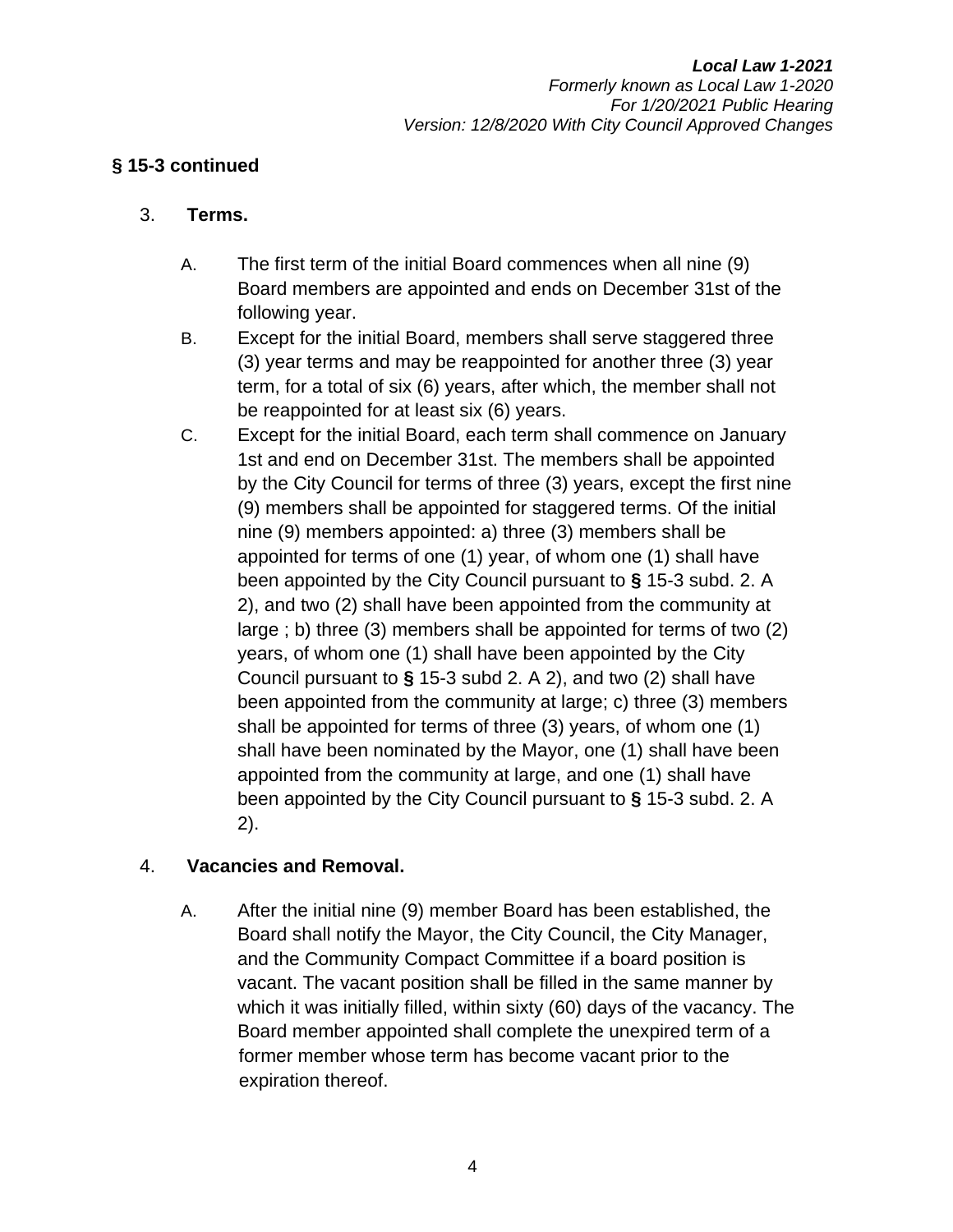**§ 15-3 continued**

3. **Terms.**

   A. The first term of the initial Board commences when all nine (9) Board members are appointed and ends on December 31st of the following year.

   B. Except for the initial Board, members shall serve staggered three (3) year terms and may be reappointed for another three (3) year term, for a total of six (6) years, after which, the member shall not be reappointed for at least six (6) years.

   C. Except for the initial Board, each term shall commence on January 1st and end on December 31st. The members shall be appointed by the City Council for terms of three (3) years, except the first nine (9) members shall be appointed for staggered terms. Of the initial nine (9) members appointed: a) three (3) members shall be appointed for terms of one (1) year, of whom one (1) shall have been appointed by the City Council pursuant to **§** 15-3 subd. 2. A 2), and two (2) shall have been appointed from the community at large ; b) three (3) members shall be appointed for terms of two (2) years, of whom one (1) shall have been appointed by the City Council pursuant to **§** 15-3 subd 2. A 2), and two (2) shall have been appointed from the community at large; c) three (3) members shall be appointed for terms of three (3) years, of whom one (1) shall have been nominated by the Mayor, one (1) shall have been appointed from the community at large, and one (1) shall have been appointed by the City Council pursuant to **§** 15-3 subd. 2. A 2).

4. **Vacancies and Removal.**

   A. After the initial nine (9) member Board has been established, the Board shall notify the Mayor, the City Council, the City Manager, and the Community Compact Committee if a board position is vacant. The vacant position shall be filled in the same manner by which it was initially filled, within sixty (60) days of the vacancy. The Board member appointed shall complete the unexpired term of a former member whose term has become vacant prior to the expiration thereof.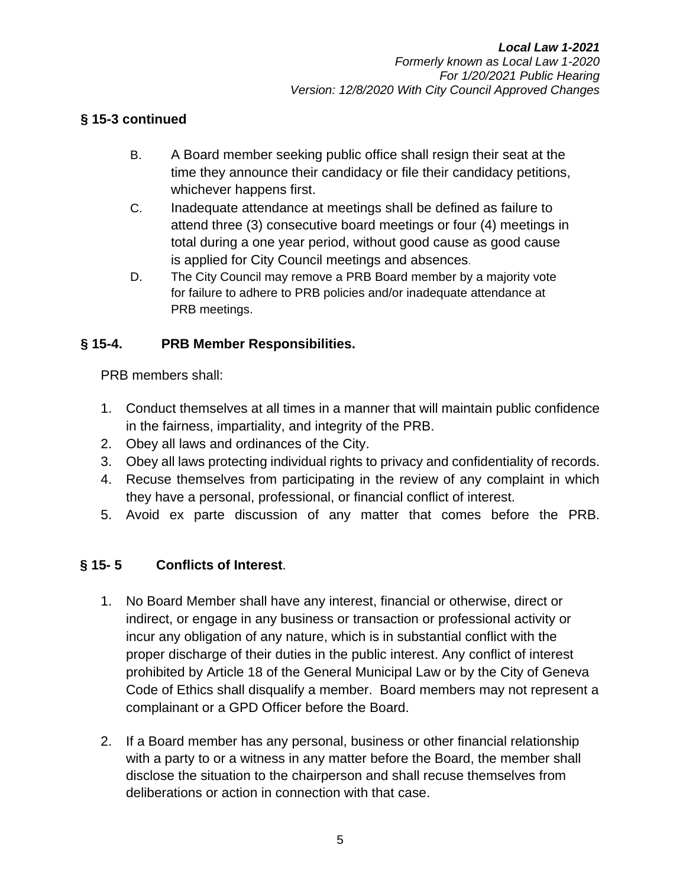**§ 15-3 continued**

B. A Board member seeking public office shall resign their seat at the time they announce their candidacy or file their candidacy petitions, whichever happens first.

C. Inadequate attendance at meetings shall be defined as failure to attend three (3) consecutive board meetings or four (4) meetings in total during a one year period, without good cause as good cause is applied for City Council meetings and absences.

D. The City Council may remove a PRB Board member by a majority vote for failure to adhere to PRB policies and/or inadequate attendance at PRB meetings.

## § 15-4. PRB Member Responsibilities.

PRB members shall:

1. Conduct themselves at all times in a manner that will maintain public confidence in the fairness, impartiality, and integrity of the PRB.
2. Obey all laws and ordinances of the City.
3. Obey all laws protecting individual rights to privacy and confidentiality of records.
4. Recuse themselves from participating in the review of any complaint in which they have a personal, professional, or financial conflict of interest.
5. Avoid ex parte discussion of any matter that comes before the PRB.

## § 15- 5 Conflicts of Interest.

1. No Board Member shall have any interest, financial or otherwise, direct or indirect, or engage in any business or transaction or professional activity or incur any obligation of any nature, which is in substantial conflict with the proper discharge of their duties in the public interest. Any conflict of interest prohibited by Article 18 of the General Municipal Law or by the City of Geneva Code of Ethics shall disqualify a member. Board members may not represent a complainant or a GPD Officer before the Board.

2. If a Board member has any personal, business or other financial relationship with a party to or a witness in any matter before the Board, the member shall disclose the situation to the chairperson and shall recuse themselves from deliberations or action in connection with that case.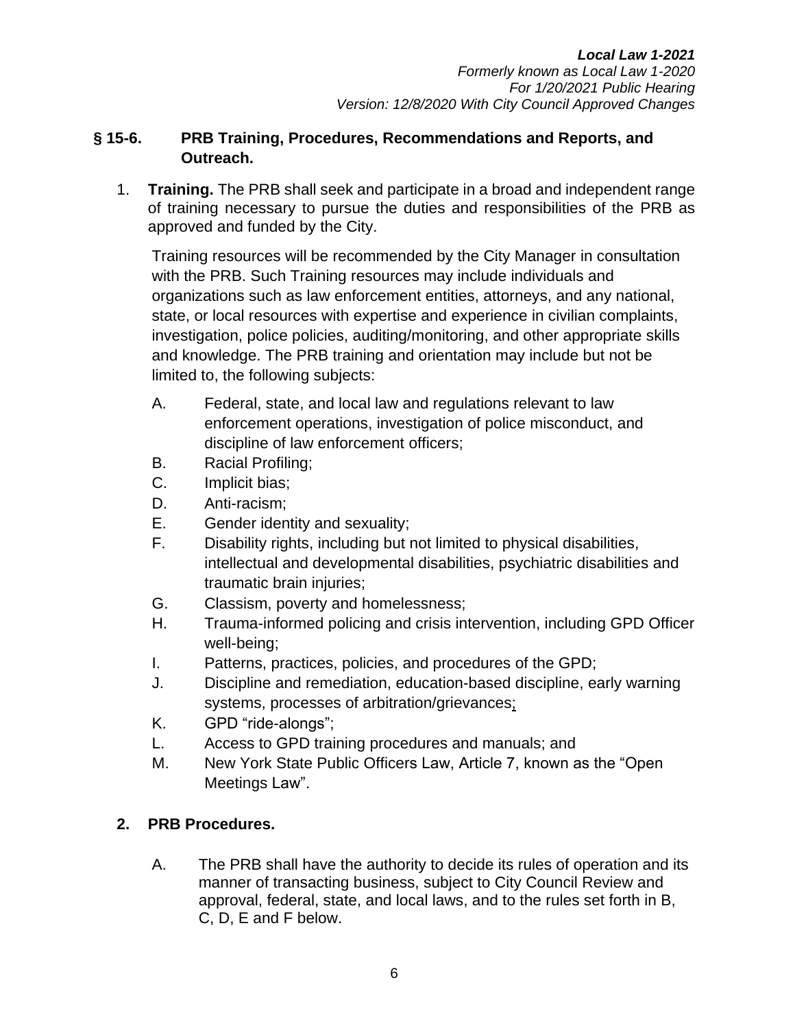## § 15-6. PRB Training, Procedures, Recommendations and Reports, and Outreach.

1. **Training.** The PRB shall seek and participate in a broad and independent range of training necessary to pursue the duties and responsibilities of the PRB as approved and funded by the City.

   Training resources will be recommended by the City Manager in consultation with the PRB. Such Training resources may include individuals and organizations such as law enforcement entities, attorneys, and any national, state, or local resources with expertise and experience in civilian complaints, investigation, police policies, auditing/monitoring, and other appropriate skills and knowledge. The PRB training and orientation may include but not be limited to, the following subjects:

   A. Federal, state, and local law and regulations relevant to law enforcement operations, investigation of police misconduct, and discipline of law enforcement officers;
   B. Racial Profiling;
   C. Implicit bias;
   D. Anti-racism;
   E. Gender identity and sexuality;
   F. Disability rights, including but not limited to physical disabilities, intellectual and developmental disabilities, psychiatric disabilities and traumatic brain injuries;
   G. Classism, poverty and homelessness;
   H. Trauma-informed policing and crisis intervention, including GPD Officer well-being;
   I. Patterns, practices, policies, and procedures of the GPD;
   J. Discipline and remediation, education-based discipline, early warning systems, processes of arbitration/grievances;
   K. GPD "ride-alongs";
   L. Access to GPD training procedures and manuals; and
   M. New York State Public Officers Law, Article 7, known as the "Open Meetings Law".

2. **PRB Procedures.**

   A. The PRB shall have the authority to decide its rules of operation and its manner of transacting business, subject to City Council Review and approval, federal, state, and local laws, and to the rules set forth in B, C, D, E and F below.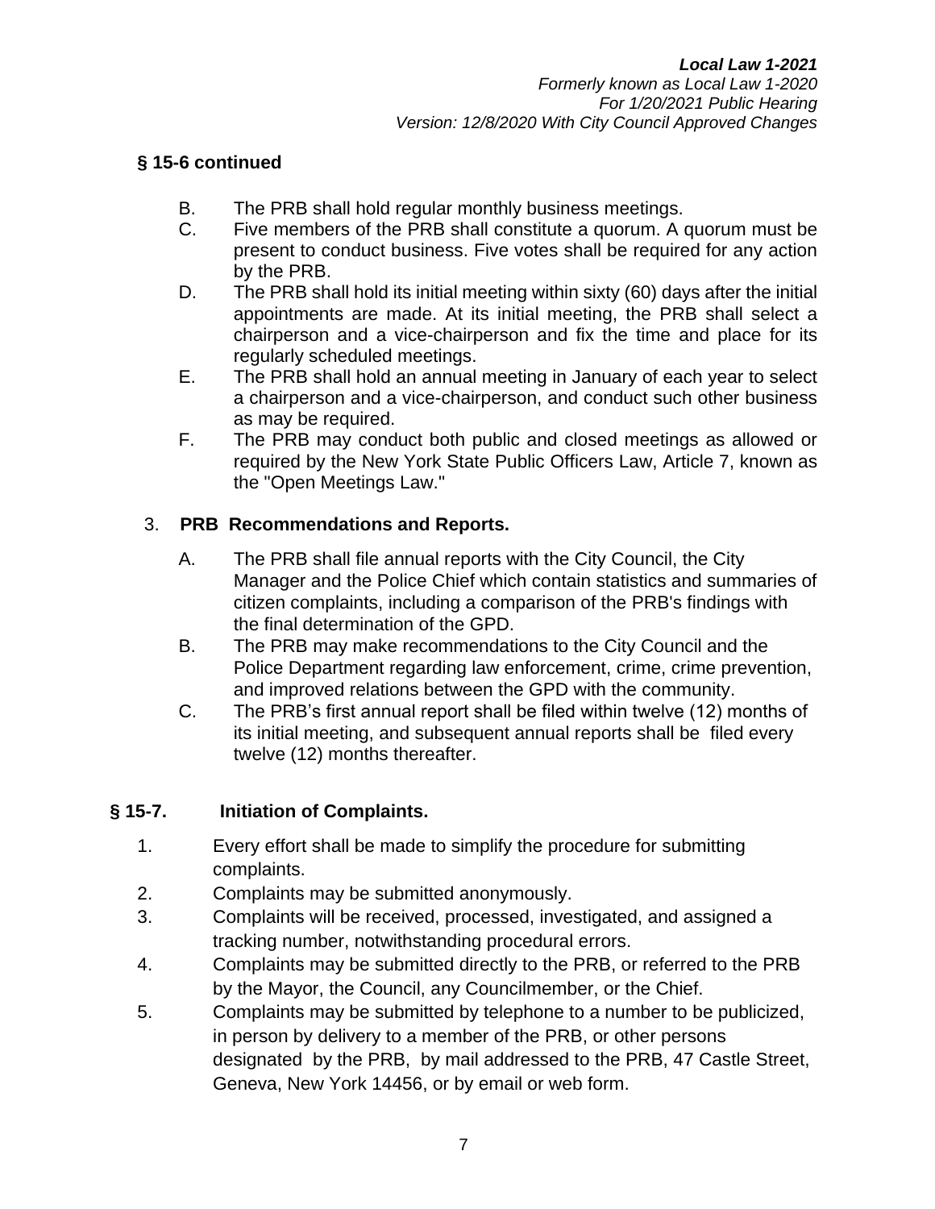### § 15-6 continued

B. The PRB shall hold regular monthly business meetings.

C. Five members of the PRB shall constitute a quorum. A quorum must be present to conduct business. Five votes shall be required for any action by the PRB.

D. The PRB shall hold its initial meeting within sixty (60) days after the initial appointments are made. At its initial meeting, the PRB shall select a chairperson and a vice-chairperson and fix the time and place for its regularly scheduled meetings.

E. The PRB shall hold an annual meeting in January of each year to select a chairperson and a vice-chairperson, and conduct such other business as may be required.

F. The PRB may conduct both public and closed meetings as allowed or required by the New York State Public Officers Law, Article 7, known as the "Open Meetings Law."

3. **PRB Recommendations and Reports.**

A. The PRB shall file annual reports with the City Council, the City Manager and the Police Chief which contain statistics and summaries of citizen complaints, including a comparison of the PRB's findings with the final determination of the GPD.

B. The PRB may make recommendations to the City Council and the Police Department regarding law enforcement, crime, crime prevention, and improved relations between the GPD with the community.

C. The PRB's first annual report shall be filed within twelve (12) months of its initial meeting, and subsequent annual reports shall be filed every twelve (12) months thereafter.

## § 15-7. Initiation of Complaints.

1. Every effort shall be made to simplify the procedure for submitting complaints.
2. Complaints may be submitted anonymously.
3. Complaints will be received, processed, investigated, and assigned a tracking number, notwithstanding procedural errors.
4. Complaints may be submitted directly to the PRB, or referred to the PRB by the Mayor, the Council, any Councilmember, or the Chief.
5. Complaints may be submitted by telephone to a number to be publicized, in person by delivery to a member of the PRB, or other persons designated by the PRB, by mail addressed to the PRB, 47 Castle Street, Geneva, New York 14456, or by email or web form.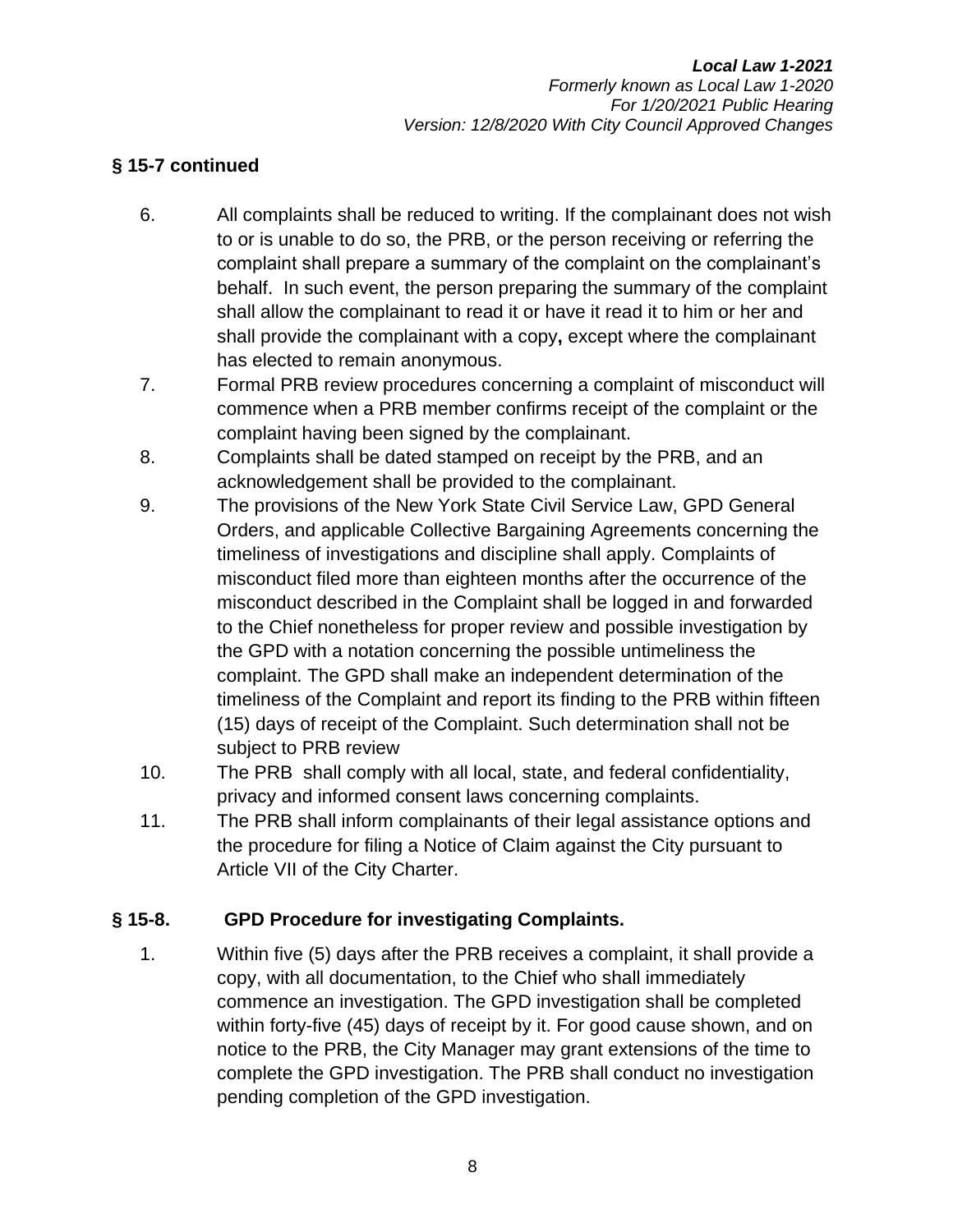**§ 15-7 continued**

6. All complaints shall be reduced to writing. If the complainant does not wish to or is unable to do so, the PRB, or the person receiving or referring the complaint shall prepare a summary of the complaint on the complainant's behalf. In such event, the person preparing the summary of the complaint shall allow the complainant to read it or have it read it to him or her and shall provide the complainant with a copy**,** except where the complainant has elected to remain anonymous.
7. Formal PRB review procedures concerning a complaint of misconduct will commence when a PRB member confirms receipt of the complaint or the complaint having been signed by the complainant.
8. Complaints shall be dated stamped on receipt by the PRB, and an acknowledgement shall be provided to the complainant.
9. The provisions of the New York State Civil Service Law, GPD General Orders, and applicable Collective Bargaining Agreements concerning the timeliness of investigations and discipline shall apply. Complaints of misconduct filed more than eighteen months after the occurrence of the misconduct described in the Complaint shall be logged in and forwarded to the Chief nonetheless for proper review and possible investigation by the GPD with a notation concerning the possible untimeliness the complaint. The GPD shall make an independent determination of the timeliness of the Complaint and report its finding to the PRB within fifteen (15) days of receipt of the Complaint. Such determination shall not be subject to PRB review
10. The PRB shall comply with all local, state, and federal confidentiality, privacy and informed consent laws concerning complaints.
11. The PRB shall inform complainants of their legal assistance options and the procedure for filing a Notice of Claim against the City pursuant to Article VII of the City Charter.

## § 15-8. GPD Procedure for investigating Complaints.

1. Within five (5) days after the PRB receives a complaint, it shall provide a copy, with all documentation, to the Chief who shall immediately commence an investigation. The GPD investigation shall be completed within forty-five (45) days of receipt by it. For good cause shown, and on notice to the PRB, the City Manager may grant extensions of the time to complete the GPD investigation. The PRB shall conduct no investigation pending completion of the GPD investigation.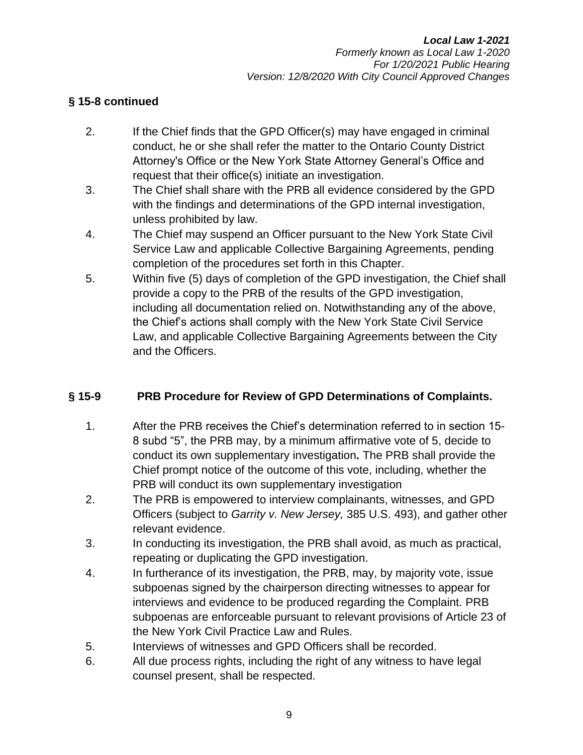**§ 15-8 continued**

2. If the Chief finds that the GPD Officer(s) may have engaged in criminal conduct, he or she shall refer the matter to the Ontario County District Attorney's Office or the New York State Attorney General's Office and request that their office(s) initiate an investigation.
3. The Chief shall share with the PRB all evidence considered by the GPD with the findings and determinations of the GPD internal investigation, unless prohibited by law.
4. The Chief may suspend an Officer pursuant to the New York State Civil Service Law and applicable Collective Bargaining Agreements, pending completion of the procedures set forth in this Chapter.
5. Within five (5) days of completion of the GPD investigation, the Chief shall provide a copy to the PRB of the results of the GPD investigation, including all documentation relied on. Notwithstanding any of the above, the Chief's actions shall comply with the New York State Civil Service Law, and applicable Collective Bargaining Agreements between the City and the Officers.

## § 15-9 PRB Procedure for Review of GPD Determinations of Complaints.

1. After the PRB receives the Chief's determination referred to in section 15-8 subd "5", the PRB may, by a minimum affirmative vote of 5, decide to conduct its own supplementary investigation**.** The PRB shall provide the Chief prompt notice of the outcome of this vote, including, whether the PRB will conduct its own supplementary investigation
2. The PRB is empowered to interview complainants, witnesses, and GPD Officers (subject to *Garrity v. New Jersey,* 385 U.S. 493), and gather other relevant evidence.
3. In conducting its investigation, the PRB shall avoid, as much as practical, repeating or duplicating the GPD investigation.
4. In furtherance of its investigation, the PRB, may, by majority vote, issue subpoenas signed by the chairperson directing witnesses to appear for interviews and evidence to be produced regarding the Complaint. PRB subpoenas are enforceable pursuant to relevant provisions of Article 23 of the New York Civil Practice Law and Rules.
5. Interviews of witnesses and GPD Officers shall be recorded.
6. All due process rights, including the right of any witness to have legal counsel present, shall be respected.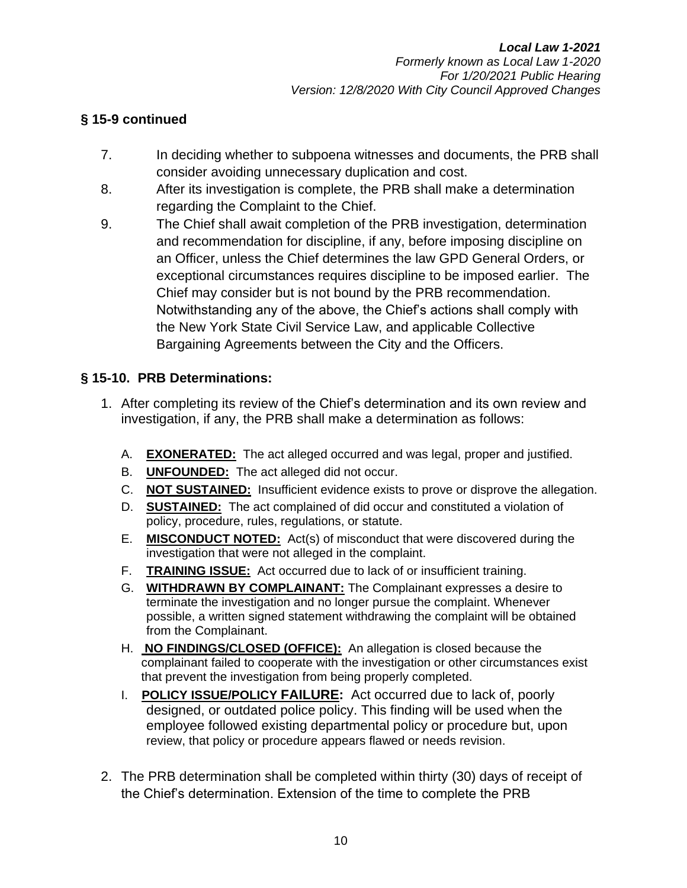**§ 15-9 continued**

7. In deciding whether to subpoena witnesses and documents, the PRB shall consider avoiding unnecessary duplication and cost.
8. After its investigation is complete, the PRB shall make a determination regarding the Complaint to the Chief.
9. The Chief shall await completion of the PRB investigation, determination and recommendation for discipline, if any, before imposing discipline on an Officer, unless the Chief determines the law GPD General Orders, or exceptional circumstances requires discipline to be imposed earlier. The Chief may consider but is not bound by the PRB recommendation. Notwithstanding any of the above, the Chief's actions shall comply with the New York State Civil Service Law, and applicable Collective Bargaining Agreements between the City and the Officers.

## § 15-10. PRB Determinations:

1. After completing its review of the Chief's determination and its own review and investigation, if any, the PRB shall make a determination as follows:

   A. **EXONERATED:** The act alleged occurred and was legal, proper and justified.
   B. **UNFOUNDED:** The act alleged did not occur.
   C. **NOT SUSTAINED:** Insufficient evidence exists to prove or disprove the allegation.
   D. **SUSTAINED:** The act complained of did occur and constituted a violation of policy, procedure, rules, regulations, or statute.
   E. **MISCONDUCT NOTED:** Act(s) of misconduct that were discovered during the investigation that were not alleged in the complaint.
   F. **TRAINING ISSUE:** Act occurred due to lack of or insufficient training.
   G. **WITHDRAWN BY COMPLAINANT:** The Complainant expresses a desire to terminate the investigation and no longer pursue the complaint. Whenever possible, a written signed statement withdrawing the complaint will be obtained from the Complainant.
   H. **NO FINDINGS/CLOSED (OFFICE):** An allegation is closed because the complainant failed to cooperate with the investigation or other circumstances exist that prevent the investigation from being properly completed.
   I. **POLICY ISSUE/POLICY FAILURE:** Act occurred due to lack of, poorly designed, or outdated police policy. This finding will be used when the employee followed existing departmental policy or procedure but, upon review, that policy or procedure appears flawed or needs revision.

2. The PRB determination shall be completed within thirty (30) days of receipt of the Chief's determination. Extension of the time to complete the PRB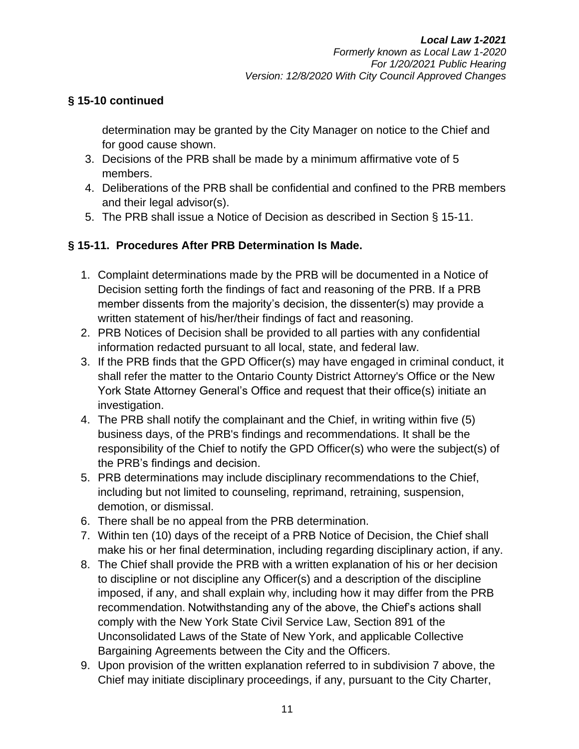**§ 15-10 continued**

determination may be granted by the City Manager on notice to the Chief and for good cause shown.

3. Decisions of the PRB shall be made by a minimum affirmative vote of 5 members.
4. Deliberations of the PRB shall be confidential and confined to the PRB members and their legal advisor(s).
5. The PRB shall issue a Notice of Decision as described in Section § 15-11.

## § 15-11. Procedures After PRB Determination Is Made.

1. Complaint determinations made by the PRB will be documented in a Notice of Decision setting forth the findings of fact and reasoning of the PRB. If a PRB member dissents from the majority's decision, the dissenter(s) may provide a written statement of his/her/their findings of fact and reasoning.
2. PRB Notices of Decision shall be provided to all parties with any confidential information redacted pursuant to all local, state, and federal law.
3. If the PRB finds that the GPD Officer(s) may have engaged in criminal conduct, it shall refer the matter to the Ontario County District Attorney's Office or the New York State Attorney General's Office and request that their office(s) initiate an investigation.
4. The PRB shall notify the complainant and the Chief, in writing within five (5) business days, of the PRB's findings and recommendations. It shall be the responsibility of the Chief to notify the GPD Officer(s) who were the subject(s) of the PRB's findings and decision.
5. PRB determinations may include disciplinary recommendations to the Chief, including but not limited to counseling, reprimand, retraining, suspension, demotion, or dismissal.
6. There shall be no appeal from the PRB determination.
7. Within ten (10) days of the receipt of a PRB Notice of Decision, the Chief shall make his or her final determination, including regarding disciplinary action, if any.
8. The Chief shall provide the PRB with a written explanation of his or her decision to discipline or not discipline any Officer(s) and a description of the discipline imposed, if any, and shall explain why, including how it may differ from the PRB recommendation. Notwithstanding any of the above, the Chief's actions shall comply with the New York State Civil Service Law, Section 891 of the Unconsolidated Laws of the State of New York, and applicable Collective Bargaining Agreements between the City and the Officers.
9. Upon provision of the written explanation referred to in subdivision 7 above, the Chief may initiate disciplinary proceedings, if any, pursuant to the City Charter,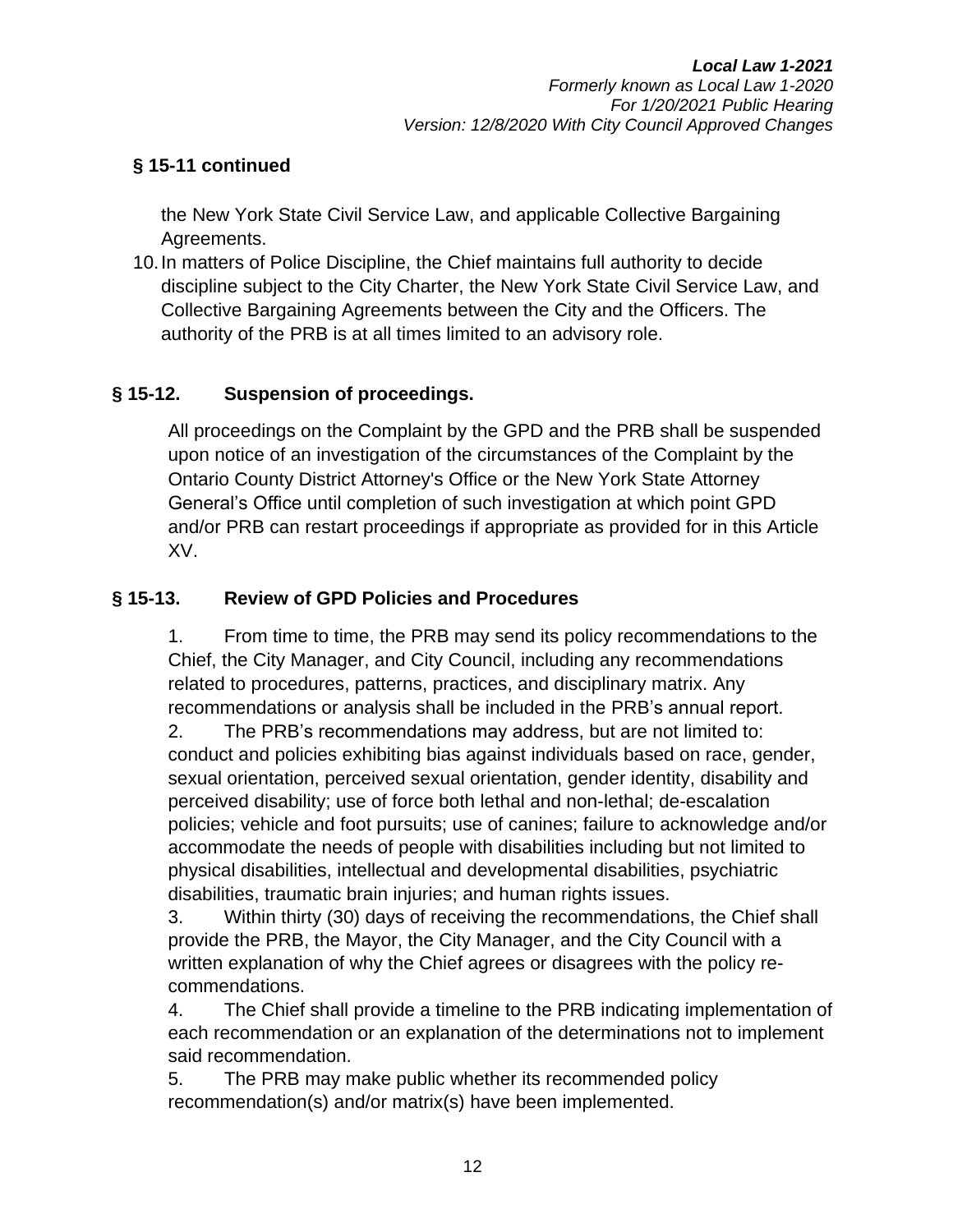## § 15-11 continued

the New York State Civil Service Law, and applicable Collective Bargaining Agreements.

10. In matters of Police Discipline, the Chief maintains full authority to decide discipline subject to the City Charter, the New York State Civil Service Law, and Collective Bargaining Agreements between the City and the Officers. The authority of the PRB is at all times limited to an advisory role.

## § 15-12. Suspension of proceedings.

All proceedings on the Complaint by the GPD and the PRB shall be suspended upon notice of an investigation of the circumstances of the Complaint by the Ontario County District Attorney's Office or the New York State Attorney General's Office until completion of such investigation at which point GPD and/or PRB can restart proceedings if appropriate as provided for in this Article XV.

## § 15-13. Review of GPD Policies and Procedures

1. From time to time, the PRB may send its policy recommendations to the Chief, the City Manager, and City Council, including any recommendations related to procedures, patterns, practices, and disciplinary matrix. Any recommendations or analysis shall be included in the PRB's annual report.

2. The PRB's recommendations may address, but are not limited to: conduct and policies exhibiting bias against individuals based on race, gender, sexual orientation, perceived sexual orientation, gender identity, disability and perceived disability; use of force both lethal and non-lethal; de-escalation policies; vehicle and foot pursuits; use of canines; failure to acknowledge and/or accommodate the needs of people with disabilities including but not limited to physical disabilities, intellectual and developmental disabilities, psychiatric disabilities, traumatic brain injuries; and human rights issues.

3. Within thirty (30) days of receiving the recommendations, the Chief shall provide the PRB, the Mayor, the City Manager, and the City Council with a written explanation of why the Chief agrees or disagrees with the policy re-commendations.

4. The Chief shall provide a timeline to the PRB indicating implementation of each recommendation or an explanation of the determinations not to implement said recommendation.

5. The PRB may make public whether its recommended policy recommendation(s) and/or matrix(s) have been implemented.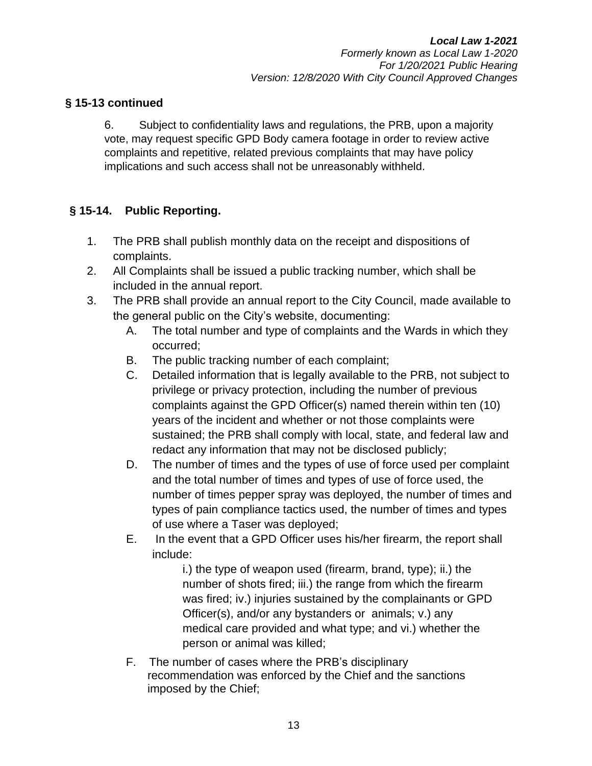**§ 15-13 continued**

6. Subject to confidentiality laws and regulations, the PRB, upon a majority vote, may request specific GPD Body camera footage in order to review active complaints and repetitive, related previous complaints that may have policy implications and such access shall not be unreasonably withheld.

## § 15-14. Public Reporting.

1. The PRB shall publish monthly data on the receipt and dispositions of complaints.
2. All Complaints shall be issued a public tracking number, which shall be included in the annual report.
3. The PRB shall provide an annual report to the City Council, made available to the general public on the City's website, documenting:
   - A. The total number and type of complaints and the Wards in which they occurred;
   - B. The public tracking number of each complaint;
   - C. Detailed information that is legally available to the PRB, not subject to privilege or privacy protection, including the number of previous complaints against the GPD Officer(s) named therein within ten (10) years of the incident and whether or not those complaints were sustained; the PRB shall comply with local, state, and federal law and redact any information that may not be disclosed publicly;
   - D. The number of times and the types of use of force used per complaint and the total number of times and types of use of force used, the number of times pepper spray was deployed, the number of times and types of pain compliance tactics used, the number of times and types of use where a Taser was deployed;
   - E. In the event that a GPD Officer uses his/her firearm, the report shall include:

     i.) the type of weapon used (firearm, brand, type); ii.) the number of shots fired; iii.) the range from which the firearm was fired; iv.) injuries sustained by the complainants or GPD Officer(s), and/or any bystanders or animals; v.) any medical care provided and what type; and vi.) whether the person or animal was killed;
   - F. The number of cases where the PRB's disciplinary recommendation was enforced by the Chief and the sanctions imposed by the Chief;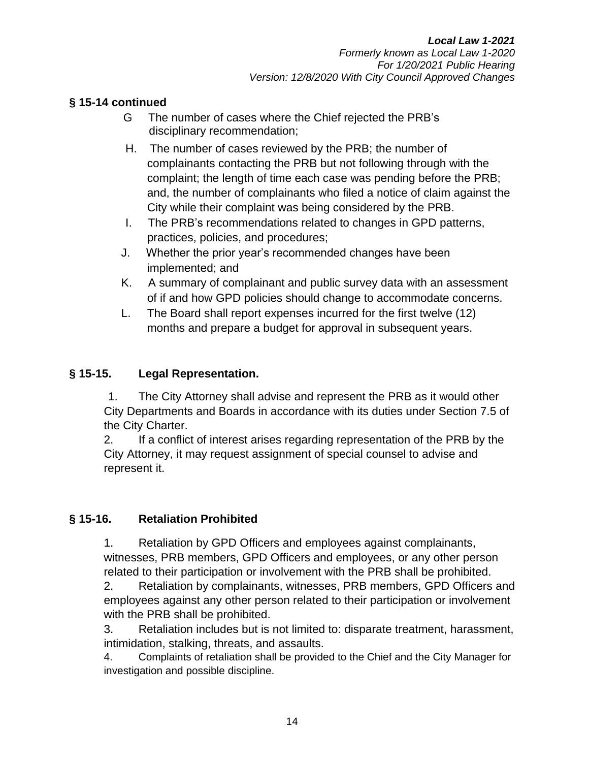### § 15-14 continued

G The number of cases where the Chief rejected the PRB's disciplinary recommendation;

H. The number of cases reviewed by the PRB; the number of complainants contacting the PRB but not following through with the complaint; the length of time each case was pending before the PRB; and, the number of complainants who filed a notice of claim against the City while their complaint was being considered by the PRB.

I. The PRB's recommendations related to changes in GPD patterns, practices, policies, and procedures;

J. Whether the prior year's recommended changes have been implemented; and

K. A summary of complainant and public survey data with an assessment of if and how GPD policies should change to accommodate concerns.

L. The Board shall report expenses incurred for the first twelve (12) months and prepare a budget for approval in subsequent years.

### § 15-15. Legal Representation.

1. The City Attorney shall advise and represent the PRB as it would other City Departments and Boards in accordance with its duties under Section 7.5 of the City Charter.

2. If a conflict of interest arises regarding representation of the PRB by the City Attorney, it may request assignment of special counsel to advise and represent it.

### § 15-16. Retaliation Prohibited

1. Retaliation by GPD Officers and employees against complainants, witnesses, PRB members, GPD Officers and employees, or any other person related to their participation or involvement with the PRB shall be prohibited.

2. Retaliation by complainants, witnesses, PRB members, GPD Officers and employees against any other person related to their participation or involvement with the PRB shall be prohibited.

3. Retaliation includes but is not limited to: disparate treatment, harassment, intimidation, stalking, threats, and assaults.

4. Complaints of retaliation shall be provided to the Chief and the City Manager for investigation and possible discipline.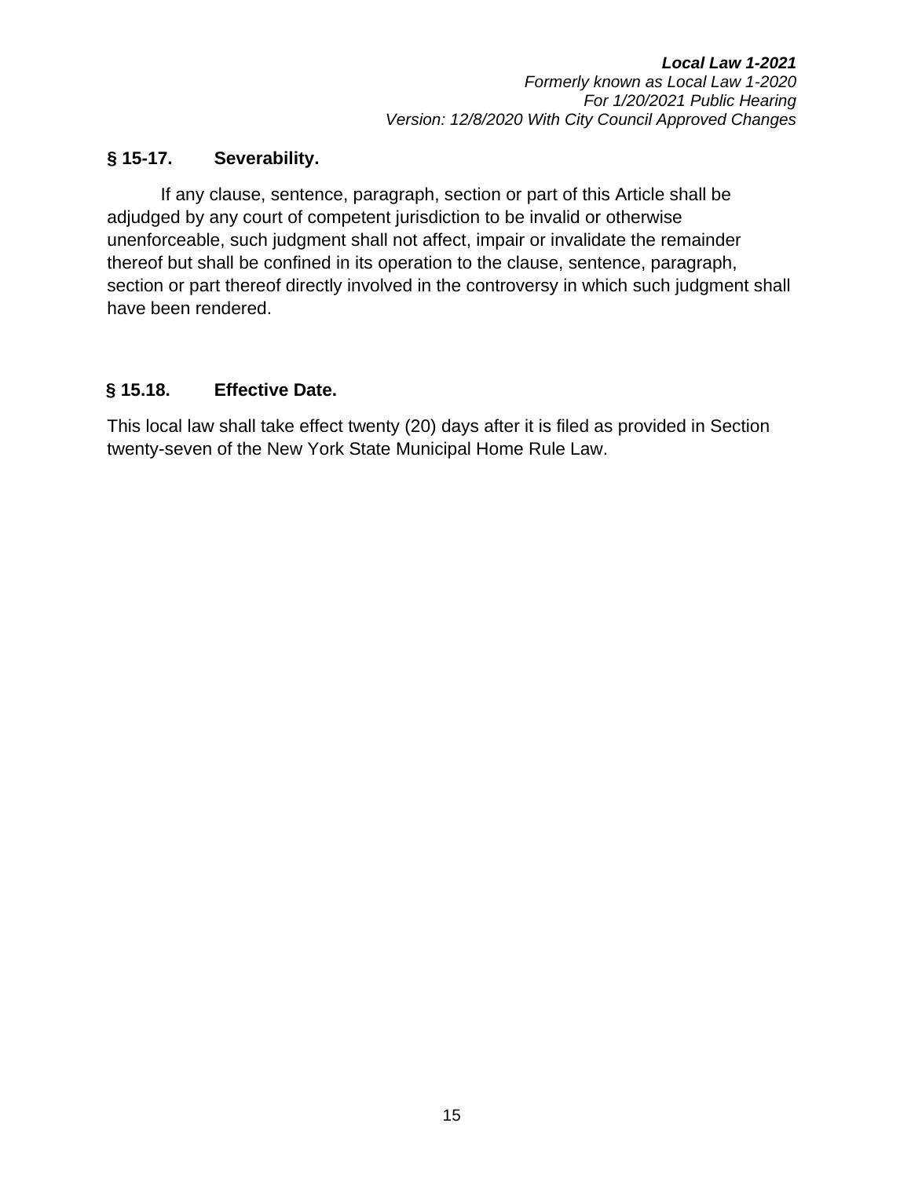**§ 15-17. Severability.**

If any clause, sentence, paragraph, section or part of this Article shall be adjudged by any court of competent jurisdiction to be invalid or otherwise unenforceable, such judgment shall not affect, impair or invalidate the remainder thereof but shall be confined in its operation to the clause, sentence, paragraph, section or part thereof directly involved in the controversy in which such judgment shall have been rendered.

**§ 15.18. Effective Date.**

This local law shall take effect twenty (20) days after it is filed as provided in Section twenty-seven of the New York State Municipal Home Rule Law.